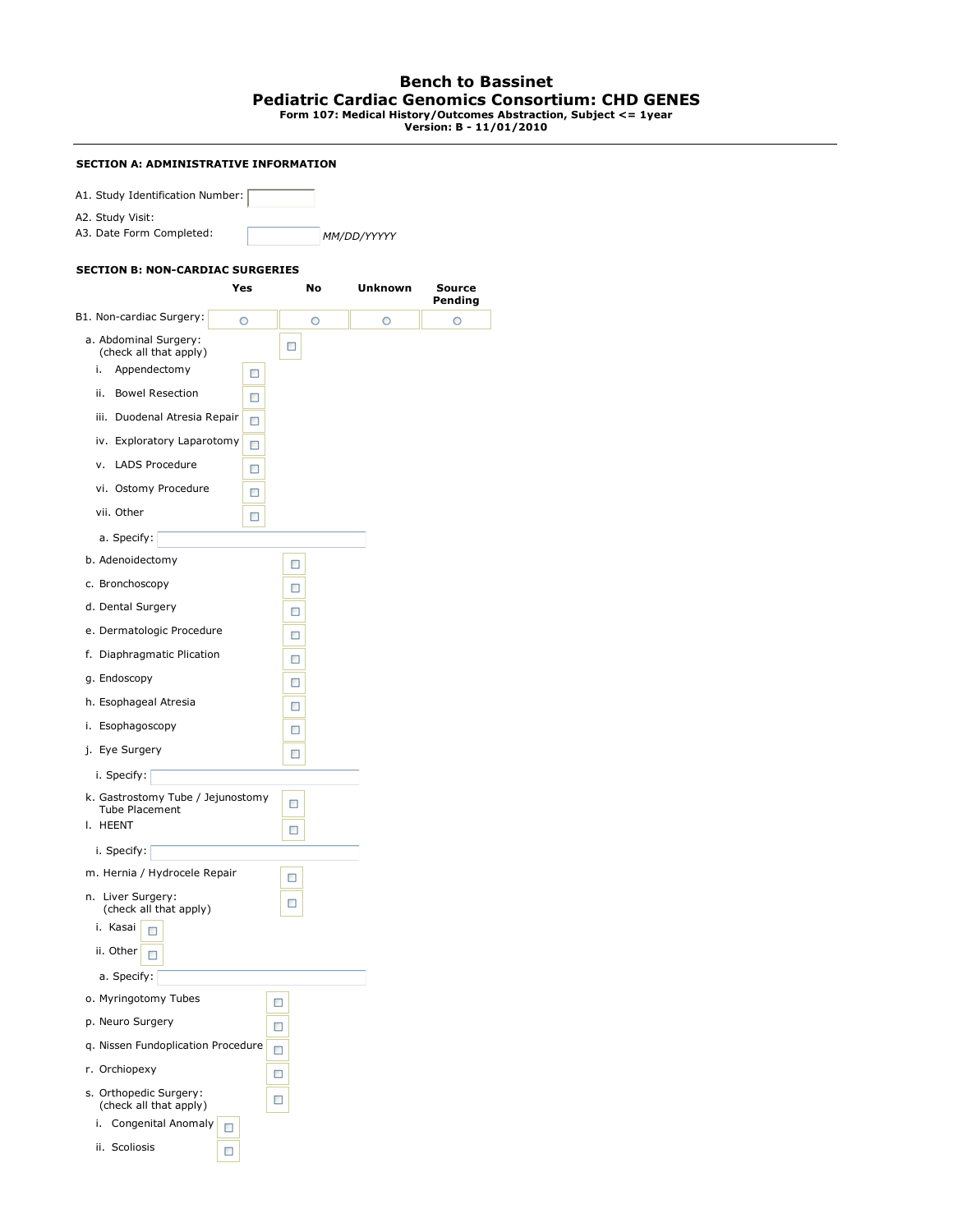# Bench to Bassinet

## Pediatric Cardiac Genomics Consortium: CHD GENES

**Form 107: Medical History/Outcomes Abstraction, Subject <= 1year**
**Version: B - 11/01/2010**

---

### SECTION A: ADMINISTRATIVE INFORMATION

A1. Study Identification Number: ____

A2. Study Visit:

A3. Date Form Completed: ____ *MM/DD/YYYY*

### SECTION B: NON-CARDIAC SURGERIES

| | Yes | No | Unknown | Source Pending |
|---|---|---|---|---|
| B1. Non-cardiac Surgery: | ○ | ○ | ○ | ○ |

a. Abdominal Surgery: (check all that apply) ☐

- i. Appendectomy ☐
- ii. Bowel Resection ☐
- iii. Duodenal Atresia Repair ☐
- iv. Exploratory Laparotomy ☐
- v. LADS Procedure ☐
- vi. Ostomy Procedure ☐
- vii. Other ☐
  - a. Specify: ____

b. Adenoidectomy ☐

c. Bronchoscopy ☐

d. Dental Surgery ☐

e. Dermatologic Procedure ☐

f. Diaphragmatic Plication ☐

g. Endoscopy ☐

h. Esophageal Atresia ☐

i. Esophagoscopy ☐

j. Eye Surgery ☐

- i. Specify: ____

k. Gastrostomy Tube / Jejunostomy Tube Placement ☐

l. HEENT ☐

- i. Specify: ____

m. Hernia / Hydrocele Repair ☐

n. Liver Surgery: (check all that apply) ☐

- i. Kasai ☐
- ii. Other ☐
  - a. Specify: ____

o. Myringotomy Tubes ☐

p. Neuro Surgery ☐

q. Nissen Fundoplication Procedure ☐

r. Orchiopexy ☐

s. Orthopedic Surgery: (check all that apply) ☐

- i. Congenital Anomaly ☐
- ii. Scoliosis ☐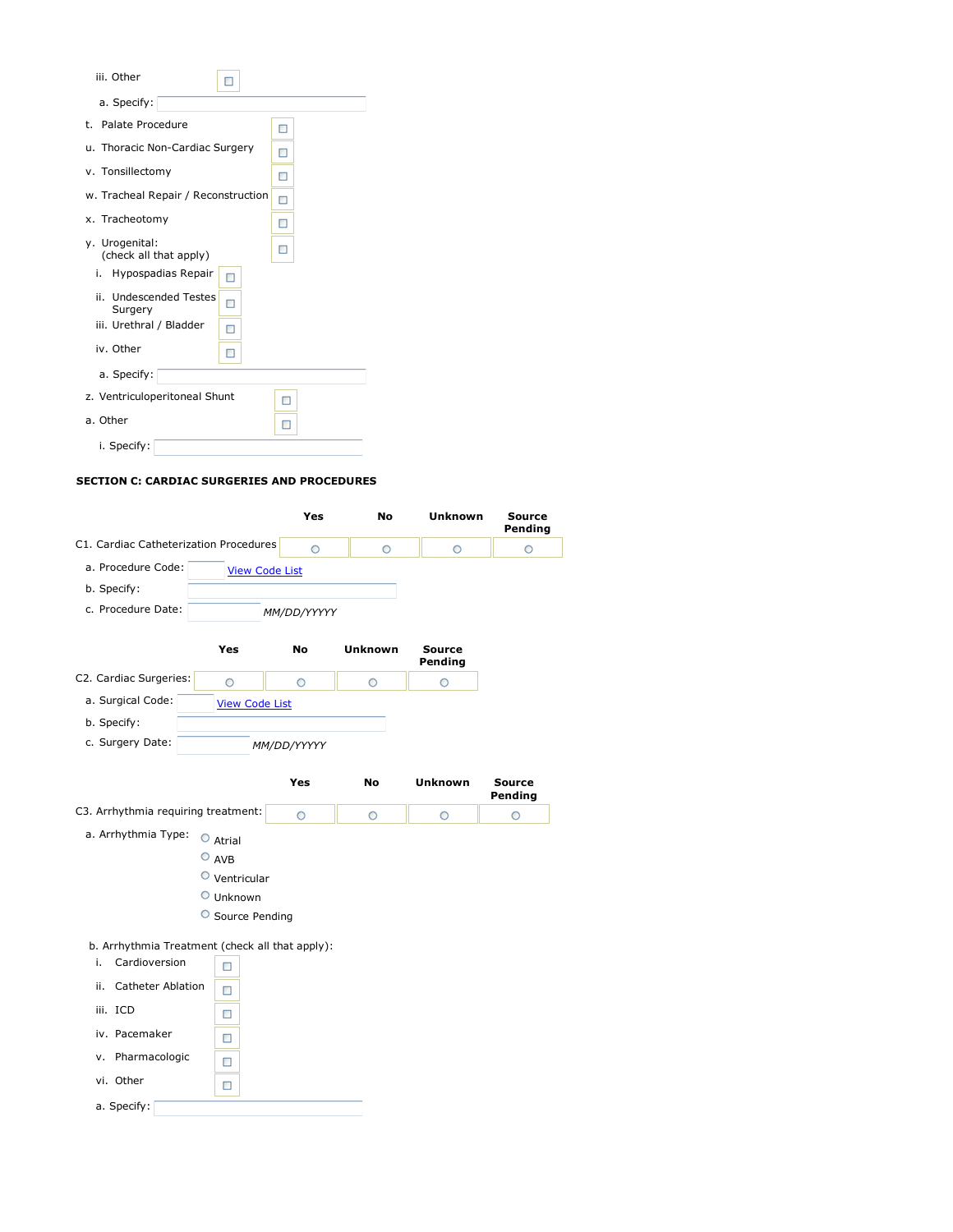iii. Other ☐

a. Specify: ____________________

t. Palate Procedure ☐

u. Thoracic Non-Cardiac Surgery ☐

v. Tonsillectomy ☐

w. Tracheal Repair / Reconstruction ☐

x. Tracheotomy ☐

y. Urogenital: (check all that apply) ☐

i. Hypospadias Repair ☐

ii. Undescended Testes Surgery ☐

iii. Urethral / Bladder ☐

iv. Other ☐

a. Specify: ____________________

z. Ventriculoperitoneal Shunt ☐

a. Other ☐

i. Specify: ____________________

## SECTION C: CARDIAC SURGERIES AND PROCEDURES

| | Yes | No | Unknown | Source Pending |
|---|---|---|---|---|
| C1. Cardiac Catheterization Procedures | ○ | ○ | ○ | ○ |

a. Procedure Code: ______ View Code List

b. Specify: ____________________

c. Procedure Date: ______ *MM/DD/YYYY*

| | Yes | No | Unknown | Source Pending |
|---|---|---|---|---|
| C2. Cardiac Surgeries: | ○ | ○ | ○ | ○ |

a. Surgical Code: ______ View Code List

b. Specify: ____________________

c. Surgery Date: ______ *MM/DD/YYYY*

| | Yes | No | Unknown | Source Pending |
|---|---|---|---|---|
| C3. Arrhythmia requiring treatment: | ○ | ○ | ○ | ○ |

a. Arrhythmia Type:
- ○ Atrial
- ○ AVB
- ○ Ventricular
- ○ Unknown
- ○ Source Pending

b. Arrhythmia Treatment (check all that apply):

i. Cardioversion ☐

ii. Catheter Ablation ☐

iii. ICD ☐

iv. Pacemaker ☐

v. Pharmacologic ☐

vi. Other ☐

a. Specify: ____________________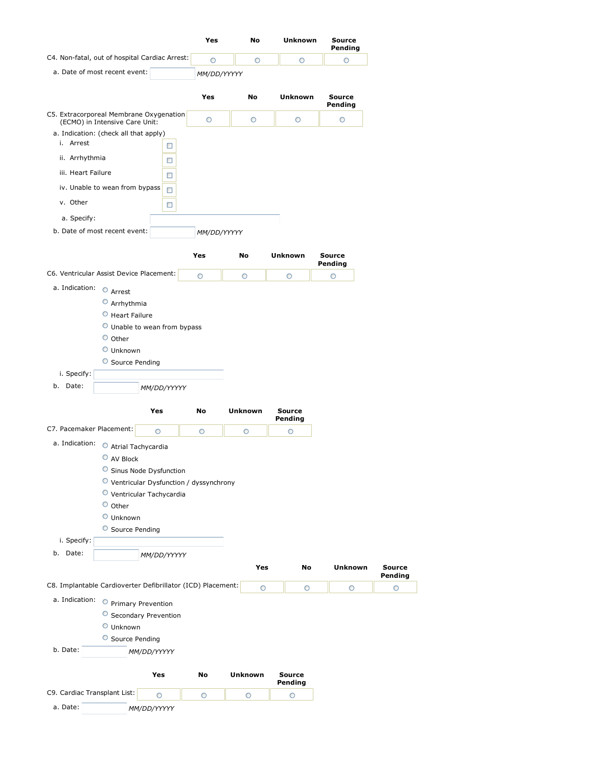| | Yes | No | Unknown | Source Pending |
|---|---|---|---|---|
| C4. Non-fatal, out of hospital Cardiac Arrest: | ○ | ○ | ○ | ○ |

a. Date of most recent event: ______ *MM/DD/YYYY*

| | Yes | No | Unknown | Source Pending |
|---|---|---|---|---|
| C5. Extracorporeal Membrane Oxygenation (ECMO) in Intensive Care Unit: | ○ | ○ | ○ | ○ |

a. Indication: (check all that apply)

- i. Arrest ☐
- ii. Arrhythmia ☐
- iii. Heart Failure ☐
- iv. Unable to wean from bypass ☐
- v. Other ☐
  - a. Specify: ______

b. Date of most recent event: ______ *MM/DD/YYYY*

| | Yes | No | Unknown | Source Pending |
|---|---|---|---|---|
| C6. Ventricular Assist Device Placement: | ○ | ○ | ○ | ○ |

a. Indication:
- ○ Arrest
- ○ Arrhythmia
- ○ Heart Failure
- ○ Unable to wean from bypass
- ○ Other
- ○ Unknown
- ○ Source Pending

i. Specify: ______

b. Date: ______ *MM/DD/YYYY*

| | Yes | No | Unknown | Source Pending |
|---|---|---|---|---|
| C7. Pacemaker Placement: | ○ | ○ | ○ | ○ |

a. Indication:
- ○ Atrial Tachycardia
- ○ AV Block
- ○ Sinus Node Dysfunction
- ○ Ventricular Dysfunction / dyssynchrony
- ○ Ventricular Tachycardia
- ○ Other
- ○ Unknown
- ○ Source Pending

i. Specify: ______

b. Date: ______ *MM/DD/YYYY*

| | Yes | No | Unknown | Source Pending |
|---|---|---|---|---|
| C8. Implantable Cardioverter Defibrillator (ICD) Placement: | ○ | ○ | ○ | ○ |

a. Indication:
- ○ Primary Prevention
- ○ Secondary Prevention
- ○ Unknown
- ○ Source Pending

b. Date: ______ *MM/DD/YYYY*

| | Yes | No | Unknown | Source Pending |
|---|---|---|---|---|
| C9. Cardiac Transplant List: | ○ | ○ | ○ | ○ |

a. Date: ______ *MM/DD/YYYY*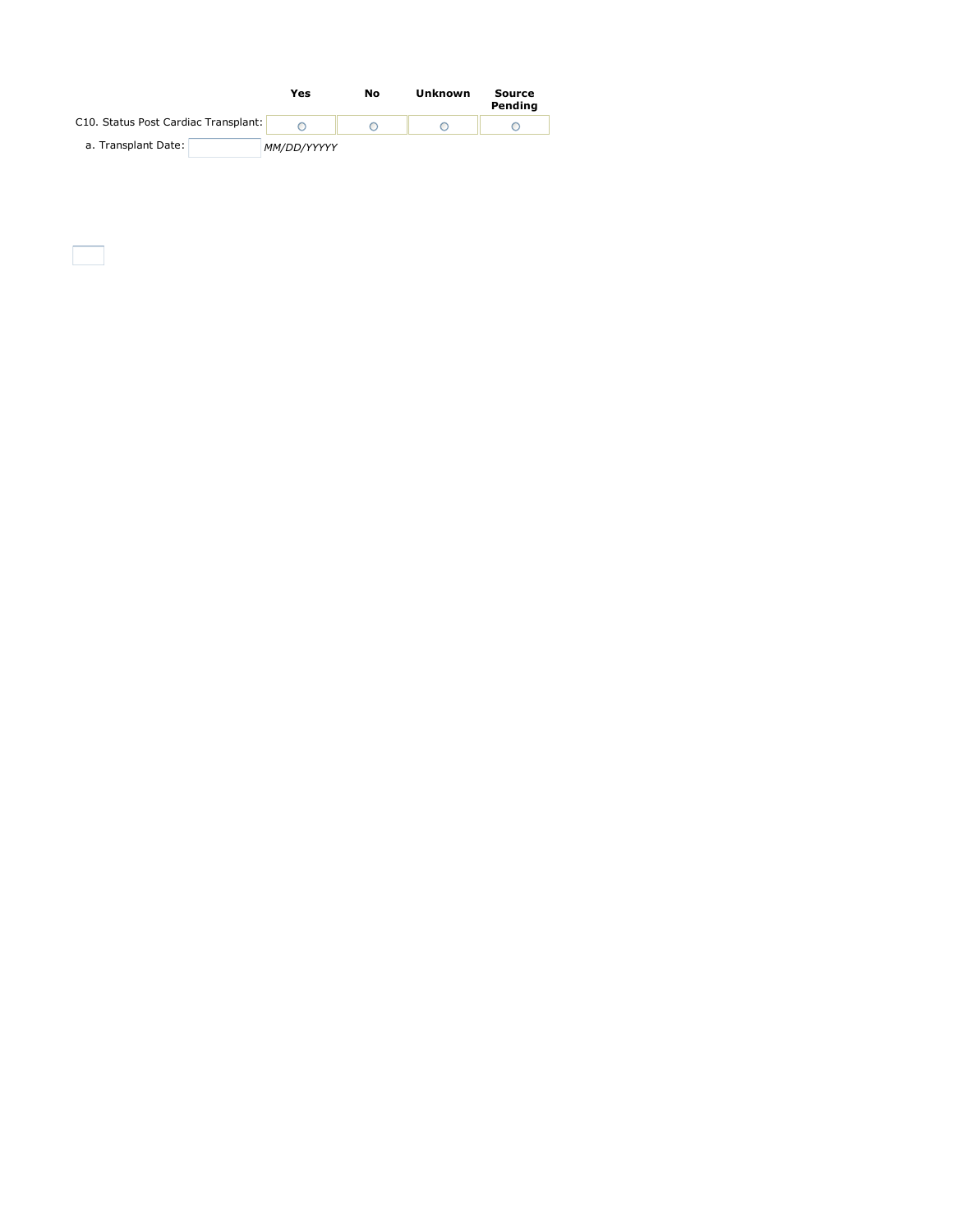| | Yes | No | Unknown | Source Pending |
|---|---|---|---|---|
| C10. Status Post Cardiac Transplant: | ○ | ○ | ○ | ○ |

a. Transplant Date: ______ *MM/DD/YYYY*